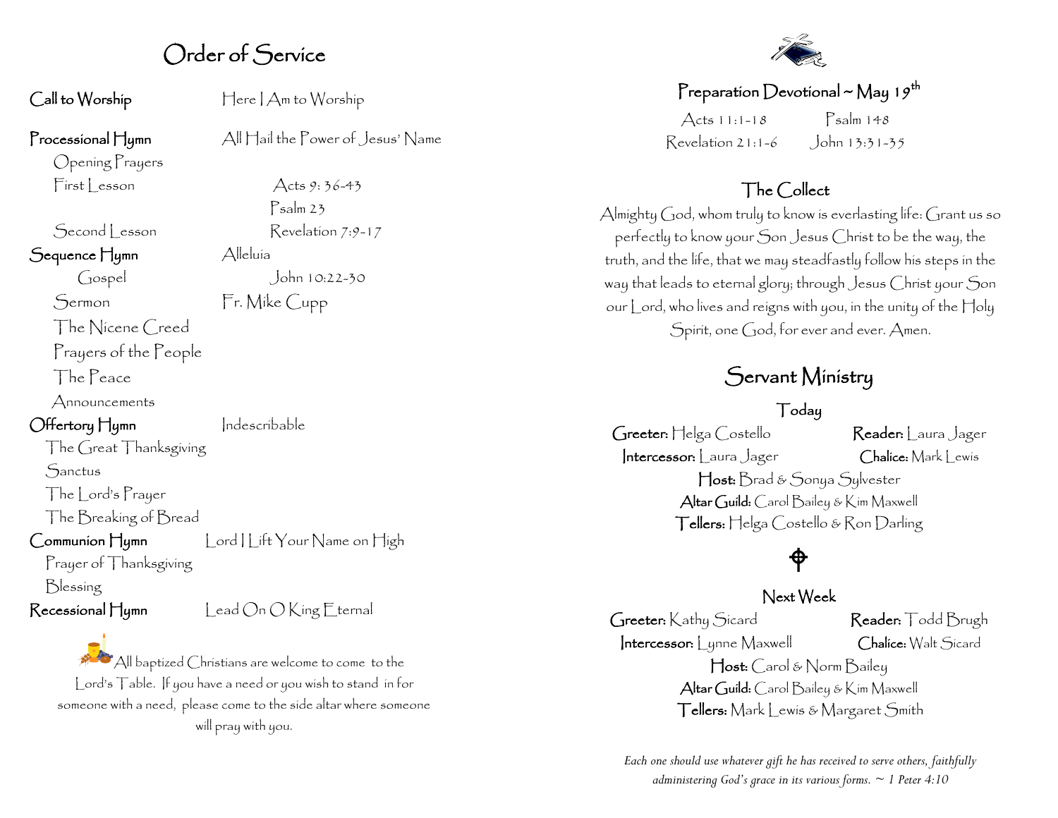# Order of Service

**Call to Worship** — Here I Am to Worship

**Processional Hymn** — All Hail the Power of Jesus' Name

- Opening Prayers
- First Lesson — Acts 9: 36-43
- Psalm 23
- Second Lesson — Revelation 7:9-17

**Sequence Hymn** — Alleluia

- Gospel — John 10:22-30
- Sermon — Fr. Mike Cupp
- The Nicene Creed
- Prayers of the People
- The Peace
- Announcements

**Offertory Hymn** — Indescribable

- The Great Thanksgiving
- Sanctus
- The Lord's Prayer
- The Breaking of Bread

**Communion Hymn** — Lord I Lift Your Name on High

- Prayer of Thanksgiving
- Blessing

**Recessional Hymn** — Lead On O King Eternal

All baptized Christians are welcome to come to the Lord's Table. If you have a need or you wish to stand in for someone with a need, please come to the side altar where someone will pray with you.

## Preparation Devotional ~ May 19th

Acts 11:1-18 — Psalm 148
Revelation 21:1-6 — John 13:31-35

## The Collect

Almighty God, whom truly to know is everlasting life: Grant us so perfectly to know your Son Jesus Christ to be the way, the truth, and the life, that we may steadfastly follow his steps in the way that leads to eternal glory; through Jesus Christ your Son our Lord, who lives and reigns with you, in the unity of the Holy Spirit, one God, for ever and ever. Amen.

# Servant Ministry

### Today

**Greeter:** Helga Costello — **Reader:** Laura Jager
**Intercessor:** Laura Jager — **Chalice:** Mark Lewis
**Host:** Brad & Sonya Sylvester
**Altar Guild:** Carol Bailey & Kim Maxwell
**Tellers:** Helga Costello & Ron Darling

### Next Week

**Greeter:** Kathy Sicard — **Reader:** Todd Brugh
**Intercessor:** Lynne Maxwell — **Chalice:** Walt Sicard
**Host:** Carol & Norm Bailey
**Altar Guild:** Carol Bailey & Kim Maxwell
**Tellers:** Mark Lewis & Margaret Smith

*Each one should use whatever gift he has received to serve others, faithfully administering God's grace in its various forms. ~ 1 Peter 4:10*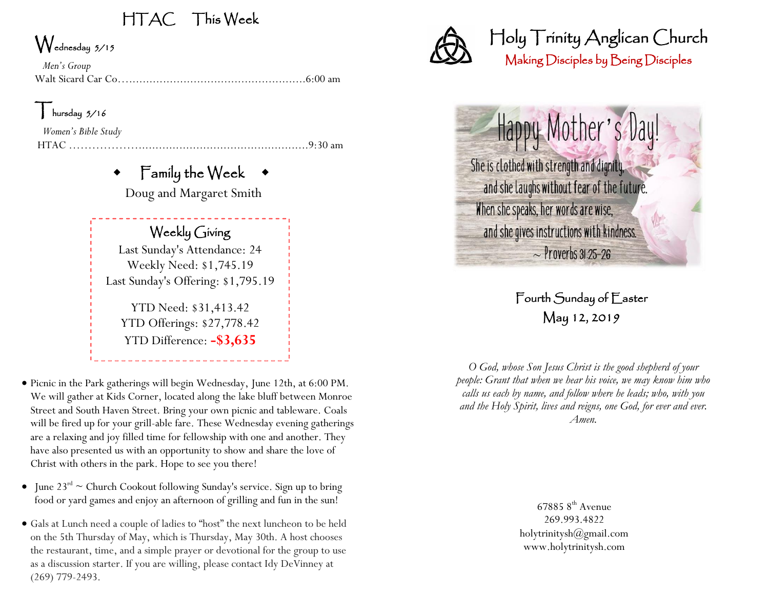# HTAC This Week

## Wednesday 5/15

*Men's Group*

Walt Sicard Car Co……………………………………………….6:00 am

## Thursday 5/16

*Women's Bible Study*

HTAC ……………………………………………………….9:30 am

## ◆ Family the Week ◆

Doug and Margaret Smith

## Weekly Giving

Last Sunday's Attendance: 24

Weekly Need: $1,745.19

Last Sunday's Offering: $1,795.19

YTD Need: $31,413.42

YTD Offerings: $27,778.42

YTD Difference: **-$3,635**

- Picnic in the Park gatherings will begin Wednesday, June 12th, at 6:00 PM. We will gather at Kids Corner, located along the lake bluff between Monroe Street and South Haven Street. Bring your own picnic and tableware. Coals will be fired up for your grill-able fare. These Wednesday evening gatherings are a relaxing and joy filled time for fellowship with one and another. They have also presented us with an opportunity to show and share the love of Christ with others in the park. Hope to see you there!
- June 23rd ~ Church Cookout following Sunday's service. Sign up to bring food or yard games and enjoy an afternoon of grilling and fun in the sun!
- Gals at Lunch need a couple of ladies to "host" the next luncheon to be held on the 5th Thursday of May, which is Thursday, May 30th. A host chooses the restaurant, time, and a simple prayer or devotional for the group to use as a discussion starter. If you are willing, please contact Idy DeVinney at (269) 779-2493.

# Holy Trinity Anglican Church

Making Disciples by Being Disciples

Happy Mother's Day!

She is clothed with strength and dignity,
and she laughs without fear of the future.
When she speaks, her words are wise,
and she gives instructions with kindness.
~ Proverbs 31:25-26

## Fourth Sunday of Easter
## May 12, 2019

*O God, whose Son Jesus Christ is the good shepherd of your people: Grant that when we hear his voice, we may know him who calls us each by name, and follow where he leads; who, with you and the Holy Spirit, lives and reigns, one God, for ever and ever. Amen.*

67885 8th Avenue
269.993.4822
holytrinitysh@gmail.com
www.holytrinitysh.com